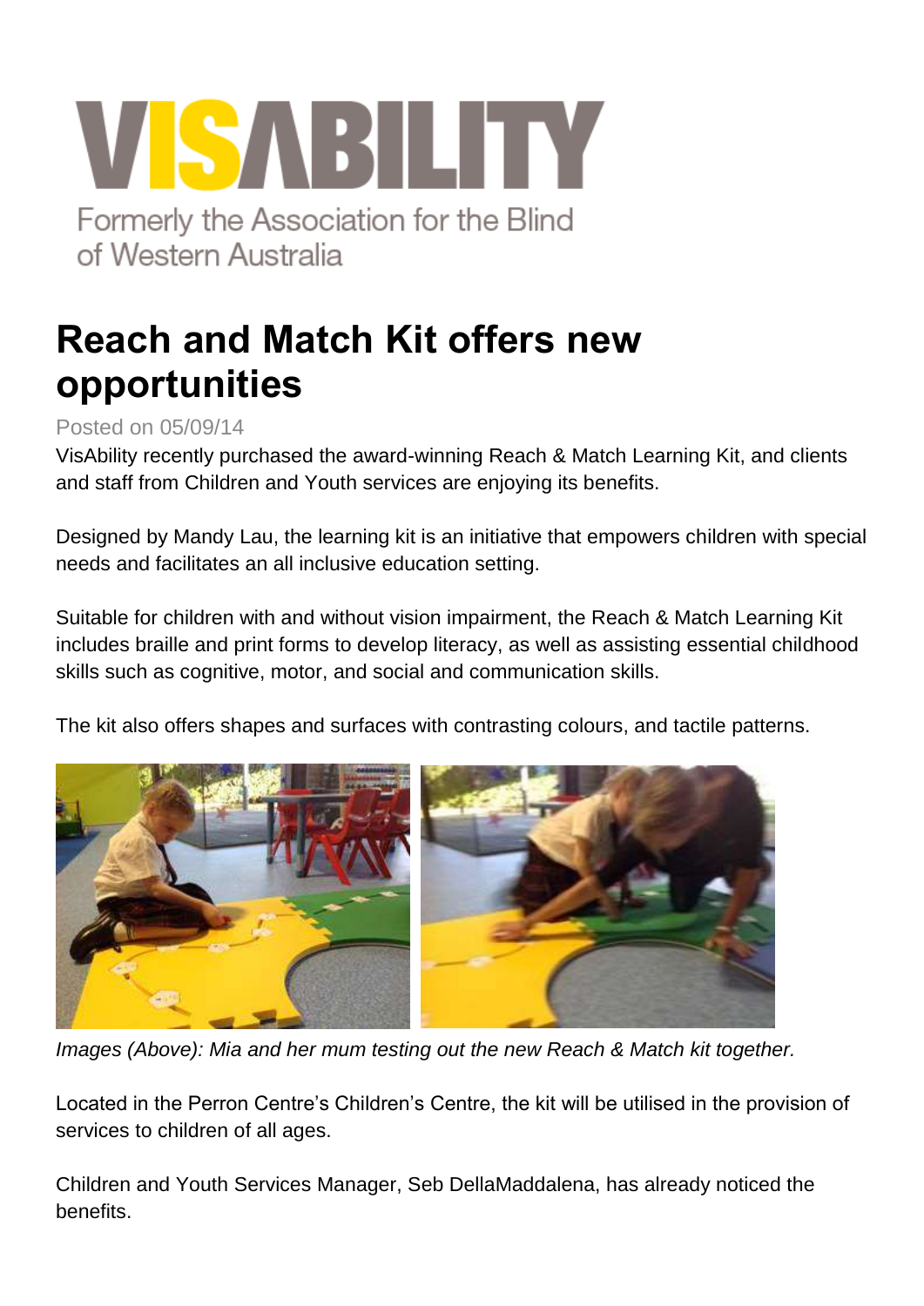VISABILITY

Formerly the Association for the Blind of Western Australia

# Reach and Match Kit offers new opportunities

Posted on 05/09/14

VisAbility recently purchased the award-winning Reach & Match Learning Kit, and clients and staff from Children and Youth services are enjoying its benefits.

Designed by Mandy Lau, the learning kit is an initiative that empowers children with special needs and facilitates an all inclusive education setting.

Suitable for children with and without vision impairment, the Reach & Match Learning Kit includes braille and print forms to develop literacy, as well as assisting essential childhood skills such as cognitive, motor, and social and communication skills.

The kit also offers shapes and surfaces with contrasting colours, and tactile patterns.

*Images (Above): Mia and her mum testing out the new Reach & Match kit together.*

Located in the Perron Centre's Children's Centre, the kit will be utilised in the provision of services to children of all ages.

Children and Youth Services Manager, Seb DellaMaddalena, has already noticed the benefits.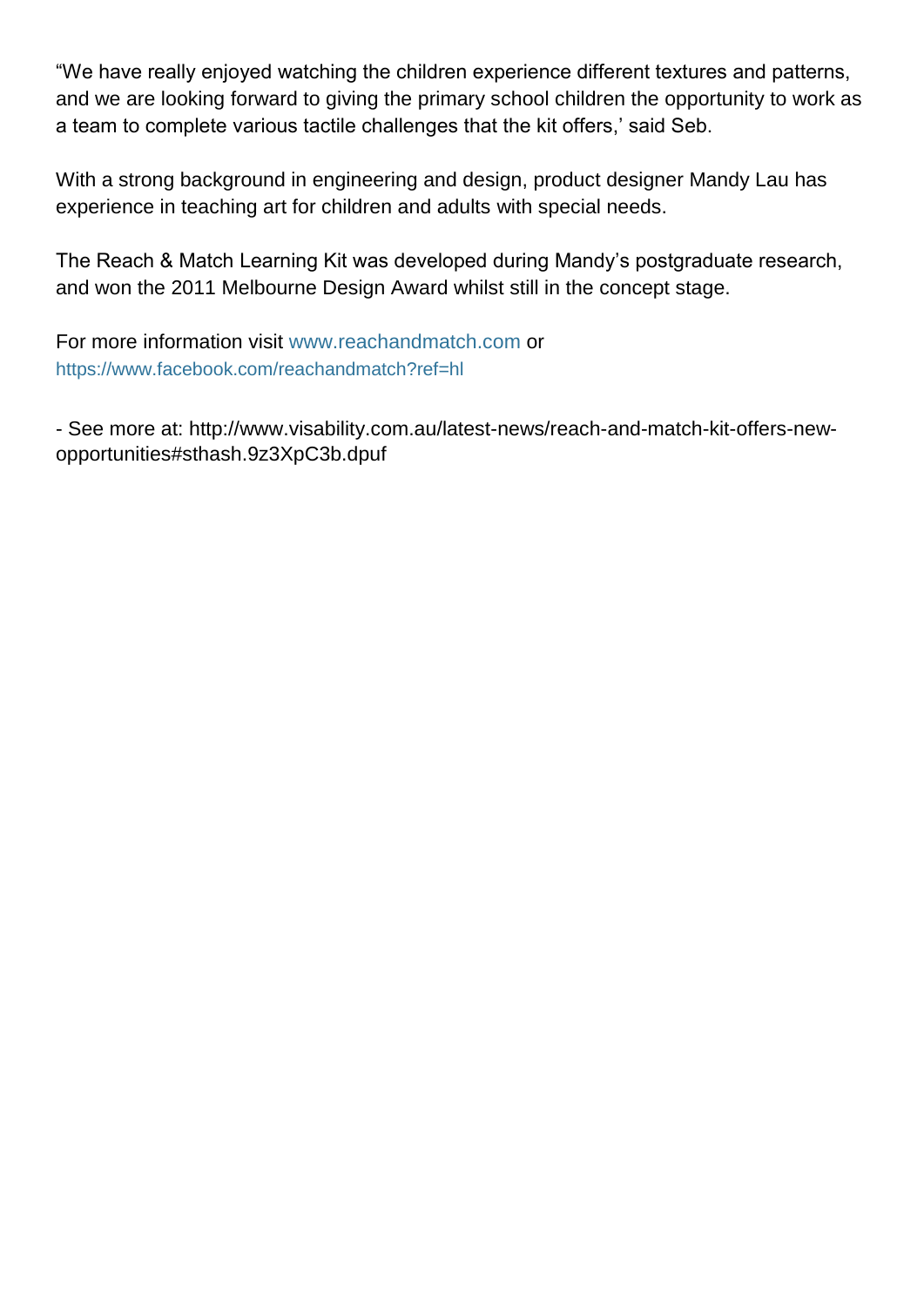“We have really enjoyed watching the children experience different textures and patterns, and we are looking forward to giving the primary school children the opportunity to work as a team to complete various tactile challenges that the kit offers,’ said Seb.

With a strong background in engineering and design, product designer Mandy Lau has experience in teaching art for children and adults with special needs.

The Reach & Match Learning Kit was developed during Mandy’s postgraduate research, and won the 2011 Melbourne Design Award whilst still in the concept stage.

For more information visit www.reachandmatch.com or https://www.facebook.com/reachandmatch?ref=hl

- See more at: http://www.visability.com.au/latest-news/reach-and-match-kit-offers-new-opportunities#sthash.9z3XpC3b.dpuf